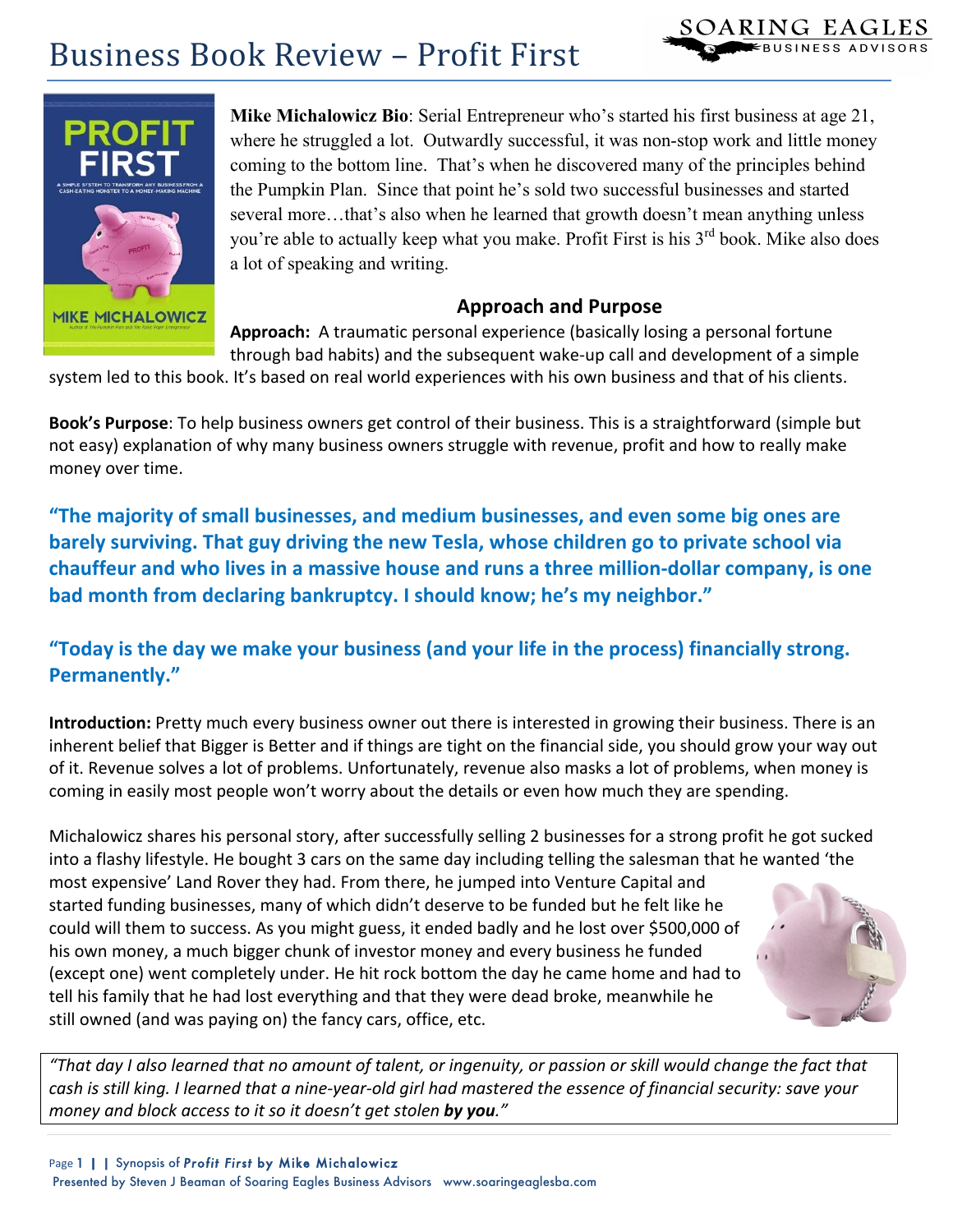# Business Book Review – Profit First

**Mike Michalowicz Bio**: Serial Entrepreneur who's started his first business at age 21, where he struggled a lot. Outwardly successful, it was non-stop work and little money coming to the bottom line. That's when he discovered many of the principles behind the Pumpkin Plan. Since that point he's sold two successful businesses and started several more…that's also when he learned that growth doesn't mean anything unless you're able to actually keep what you make. Profit First is his 3rd book. Mike also does a lot of speaking and writing.

## Approach and Purpose

**Approach:** A traumatic personal experience (basically losing a personal fortune through bad habits) and the subsequent wake-up call and development of a simple system led to this book. It's based on real world experiences with his own business and that of his clients.

**Book's Purpose**: To help business owners get control of their business. This is a straightforward (simple but not easy) explanation of why many business owners struggle with revenue, profit and how to really make money over time.

**"The majority of small businesses, and medium businesses, and even some big ones are barely surviving. That guy driving the new Tesla, whose children go to private school via chauffeur and who lives in a massive house and runs a three million-dollar company, is one bad month from declaring bankruptcy. I should know; he's my neighbor."**

**"Today is the day we make your business (and your life in the process) financially strong. Permanently."**

**Introduction:** Pretty much every business owner out there is interested in growing their business. There is an inherent belief that Bigger is Better and if things are tight on the financial side, you should grow your way out of it. Revenue solves a lot of problems. Unfortunately, revenue also masks a lot of problems, when money is coming in easily most people won't worry about the details or even how much they are spending.

Michalowicz shares his personal story, after successfully selling 2 businesses for a strong profit he got sucked into a flashy lifestyle. He bought 3 cars on the same day including telling the salesman that he wanted 'the most expensive' Land Rover they had. From there, he jumped into Venture Capital and started funding businesses, many of which didn't deserve to be funded but he felt like he could will them to success. As you might guess, it ended badly and he lost over $500,000 of his own money, a much bigger chunk of investor money and every business he funded (except one) went completely under. He hit rock bottom the day he came home and had to tell his family that he had lost everything and that they were dead broke, meanwhile he still owned (and was paying on) the fancy cars, office, etc.

*"That day I also learned that no amount of talent, or ingenuity, or passion or skill would change the fact that cash is still king. I learned that a nine-year-old girl had mastered the essence of financial security: save your money and block access to it so it doesn't get stolen **by you**."*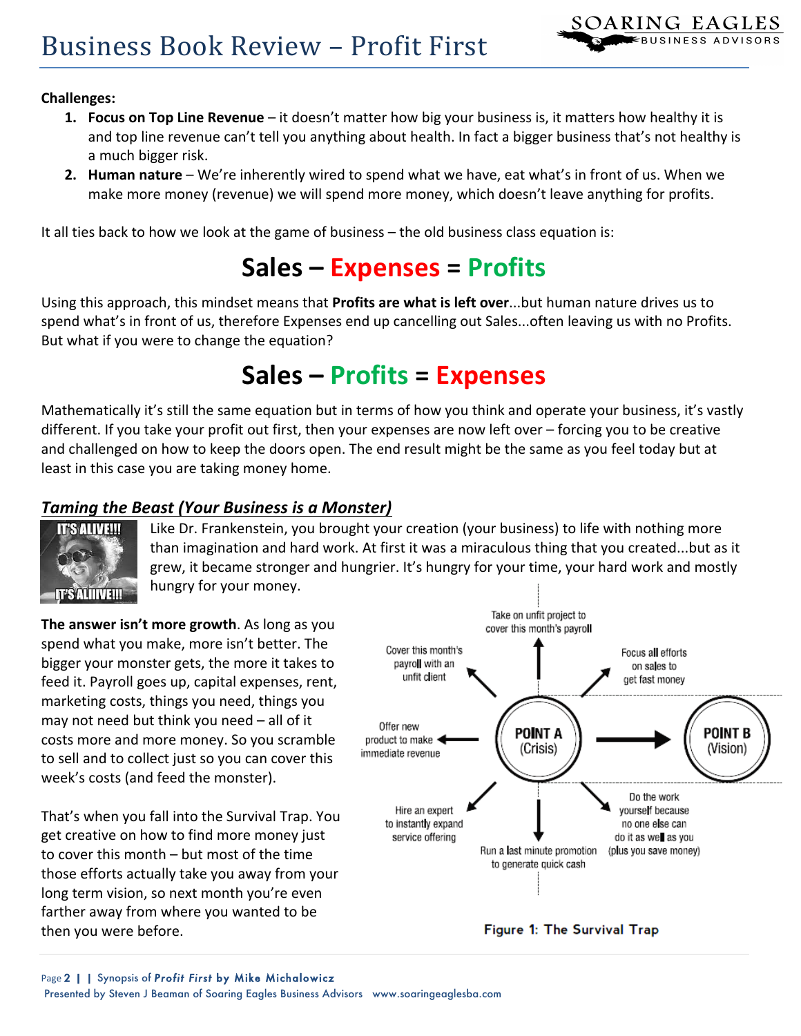**Challenges:**

1. **Focus on Top Line Revenue** – it doesn't matter how big your business is, it matters how healthy it is and top line revenue can't tell you anything about health. In fact a bigger business that's not healthy is a much bigger risk.
2. **Human nature** – We're inherently wired to spend what we have, eat what's in front of us. When we make more money (revenue) we will spend more money, which doesn't leave anything for profits.

It all ties back to how we look at the game of business – the old business class equation is:

## Sales – Expenses = Profits

Using this approach, this mindset means that **Profits are what is left over**...but human nature drives us to spend what's in front of us, therefore Expenses end up cancelling out Sales...often leaving us with no Profits. But what if you were to change the equation?

## Sales – Profits = Expenses

Mathematically it's still the same equation but in terms of how you think and operate your business, it's vastly different. If you take your profit out first, then your expenses are now left over – forcing you to be creative and challenged on how to keep the doors open. The end result might be the same as you feel today but at least in this case you are taking money home.

### *Taming the Beast (Your Business is a Monster)*

Like Dr. Frankenstein, you brought your creation (your business) to life with nothing more than imagination and hard work. At first it was a miraculous thing that you created...but as it grew, it became stronger and hungrier. It's hungry for your time, your hard work and mostly hungry for your money.

**The answer isn't more growth**. As long as you spend what you make, more isn't better. The bigger your monster gets, the more it takes to feed it. Payroll goes up, capital expenses, rent, marketing costs, things you need, things you may not need but think you need – all of it costs more and more money. So you scramble to sell and to collect just so you can cover this week's costs (and feed the monster).

That's when you fall into the Survival Trap. You get creative on how to find more money just to cover this month – but most of the time those efforts actually take you away from your long term vision, so next month you're even farther away from where you wanted to be then you were before.

Take on unfit project to cover this month's payroll

Cover this month's payroll with an unfit client

Focus all efforts on sales to get fast money

Offer new product to make immediate revenue

POINT A (Crisis)

POINT B (Vision)

Hire an expert to instantly expand service offering

Do the work yourself because no one else can do it as well as you (plus you save money)

Run a last minute promotion to generate quick cash

**Figure 1: The Survival Trap**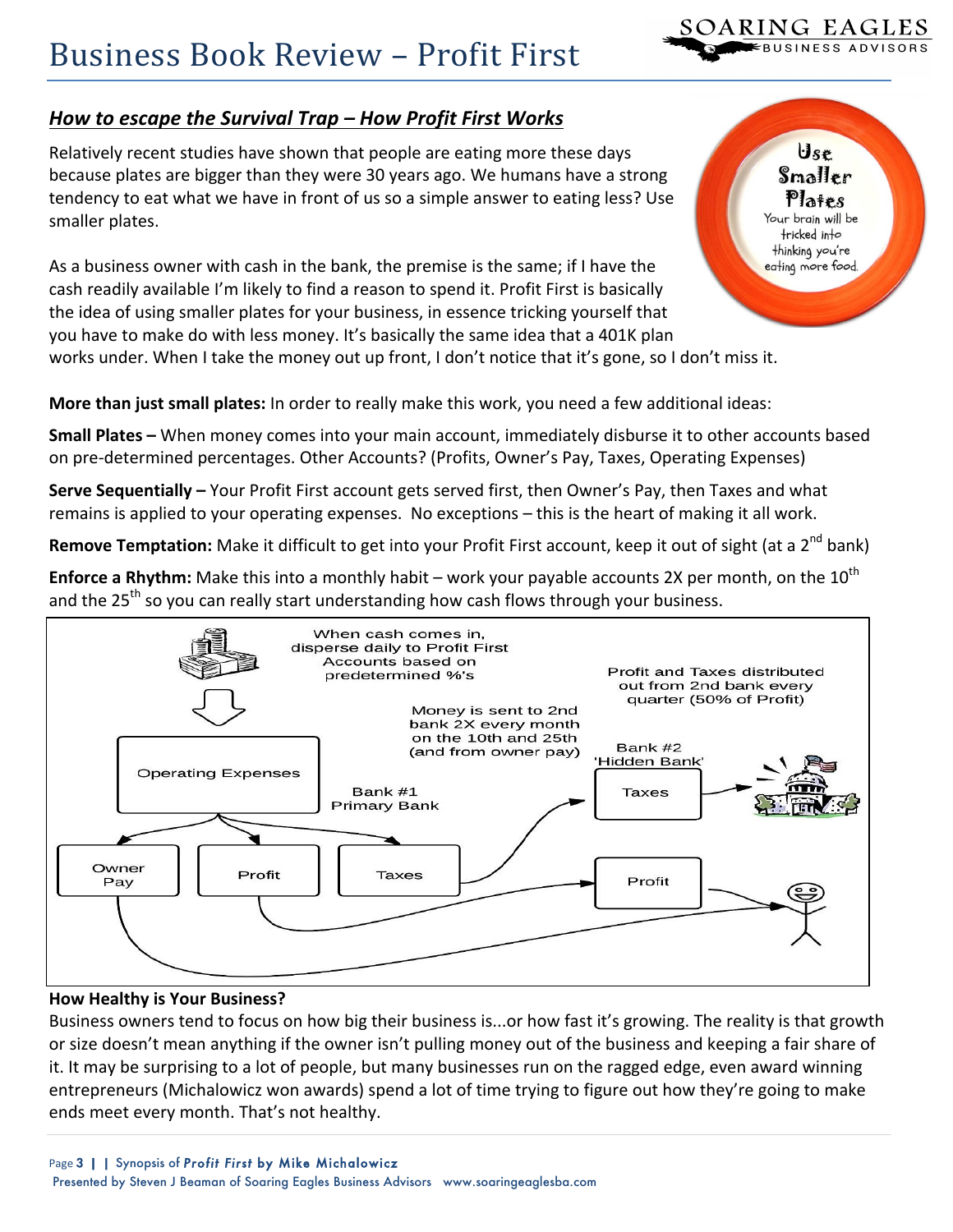## *How to escape the Survival Trap – How Profit First Works*

Relatively recent studies have shown that people are eating more these days because plates are bigger than they were 30 years ago. We humans have a strong tendency to eat what we have in front of us so a simple answer to eating less? Use smaller plates.

Use Smaller Plates
Your brain will be tricked into thinking you're eating more food.

As a business owner with cash in the bank, the premise is the same; if I have the cash readily available I'm likely to find a reason to spend it. Profit First is basically the idea of using smaller plates for your business, in essence tricking yourself that you have to make do with less money. It's basically the same idea that a 401K plan works under. When I take the money out up front, I don't notice that it's gone, so I don't miss it.

**More than just small plates:** In order to really make this work, you need a few additional ideas:

**Small Plates –** When money comes into your main account, immediately disburse it to other accounts based on pre-determined percentages. Other Accounts? (Profits, Owner's Pay, Taxes, Operating Expenses)

**Serve Sequentially –** Your Profit First account gets served first, then Owner's Pay, then Taxes and what remains is applied to your operating expenses. No exceptions – this is the heart of making it all work.

**Remove Temptation:** Make it difficult to get into your Profit First account, keep it out of sight (at a 2nd bank)

**Enforce a Rhythm:** Make this into a monthly habit – work your payable accounts 2X per month, on the 10th and the 25th so you can really start understanding how cash flows through your business.

When cash comes in, disperse daily to Profit First Accounts based on predetermined %'s

Money is sent to 2nd bank 2X every month on the 10th and 25th (and from owner pay)

Profit and Taxes distributed out from 2nd bank every quarter (50% of Profit)

Operating Expenses

Bank #1 Primary Bank

Bank #2 'Hidden Bank'

Owner Pay | Profit | Taxes

Taxes

Profit

**How Healthy is Your Business?**

Business owners tend to focus on how big their business is...or how fast it's growing. The reality is that growth or size doesn't mean anything if the owner isn't pulling money out of the business and keeping a fair share of it. It may be surprising to a lot of people, but many businesses run on the ragged edge, even award winning entrepreneurs (Michalowicz won awards) spend a lot of time trying to figure out how they're going to make ends meet every month. That's not healthy.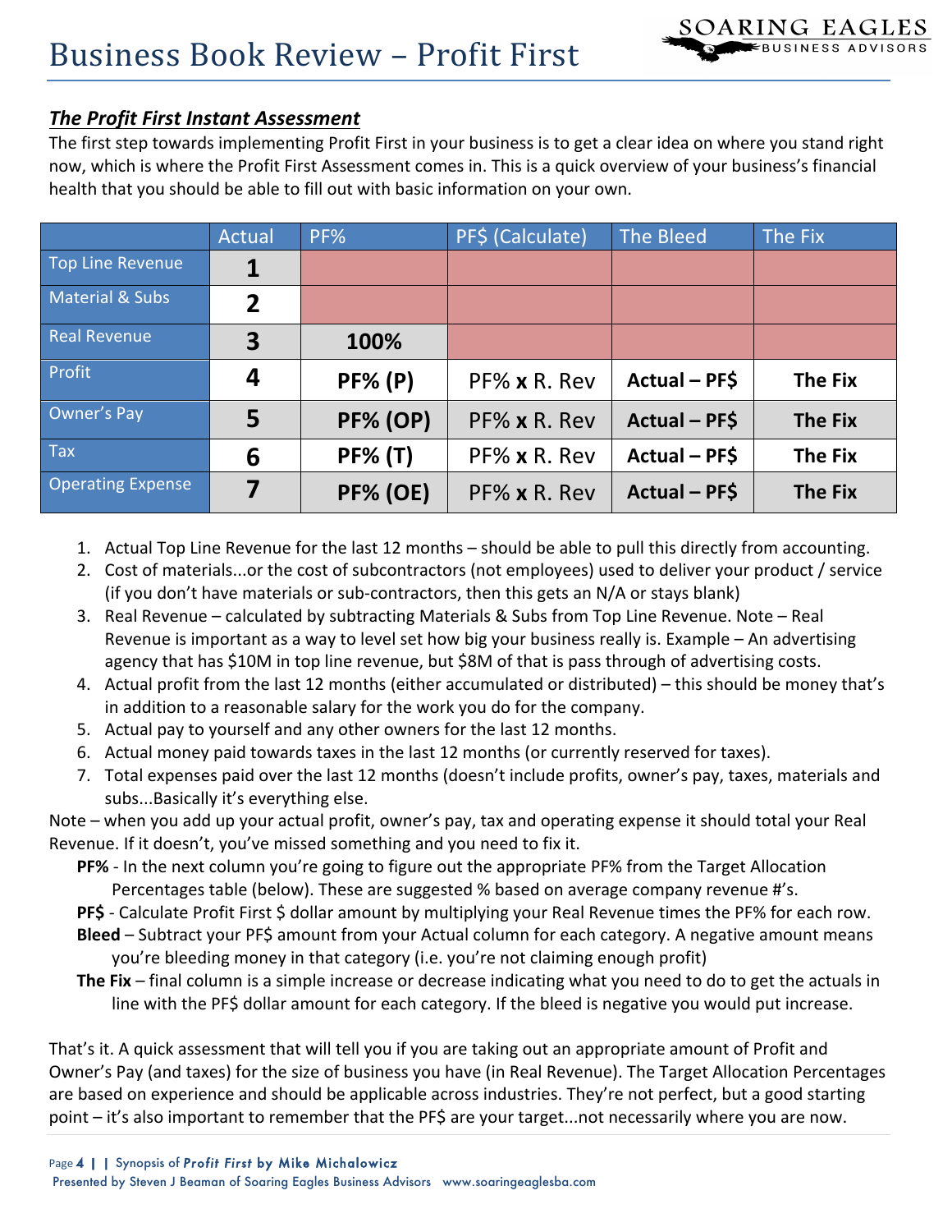### *The Profit First Instant Assessment*

The first step towards implementing Profit First in your business is to get a clear idea on where you stand right now, which is where the Profit First Assessment comes in. This is a quick overview of your business's financial health that you should be able to fill out with basic information on your own.

| | Actual | PF% | PF$ (Calculate) | The Bleed | The Fix |
|---|---|---|---|---|---|
| Top Line Revenue | **1** | | | | |
| Material & Subs | **2** | | | | |
| Real Revenue | **3** | **100%** | | | |
| Profit | **4** | **PF% (P)** | PF% **x** R. Rev | **Actual – PF$** | **The Fix** |
| Owner's Pay | **5** | **PF% (OP)** | PF% **x** R. Rev | **Actual – PF$** | **The Fix** |
| Tax | **6** | **PF% (T)** | PF% **x** R. Rev | **Actual – PF$** | **The Fix** |
| Operating Expense | **7** | **PF% (OE)** | PF% **x** R. Rev | **Actual – PF$** | **The Fix** |

1. Actual Top Line Revenue for the last 12 months – should be able to pull this directly from accounting.
2. Cost of materials...or the cost of subcontractors (not employees) used to deliver your product / service (if you don't have materials or sub-contractors, then this gets an N/A or stays blank)
3. Real Revenue – calculated by subtracting Materials & Subs from Top Line Revenue. Note – Real Revenue is important as a way to level set how big your business really is. Example – An advertising agency that has $10M in top line revenue, but $8M of that is pass through of advertising costs.
4. Actual profit from the last 12 months (either accumulated or distributed) – this should be money that's in addition to a reasonable salary for the work you do for the company.
5. Actual pay to yourself and any other owners for the last 12 months.
6. Actual money paid towards taxes in the last 12 months (or currently reserved for taxes).
7. Total expenses paid over the last 12 months (doesn't include profits, owner's pay, taxes, materials and subs...Basically it's everything else.

Note – when you add up your actual profit, owner's pay, tax and operating expense it should total your Real Revenue. If it doesn't, you've missed something and you need to fix it.

**PF%** - In the next column you're going to figure out the appropriate PF% from the Target Allocation Percentages table (below). These are suggested % based on average company revenue #'s.

**PF$** - Calculate Profit First $ dollar amount by multiplying your Real Revenue times the PF% for each row.

**Bleed** – Subtract your PF$ amount from your Actual column for each category. A negative amount means you're bleeding money in that category (i.e. you're not claiming enough profit)

**The Fix** – final column is a simple increase or decrease indicating what you need to do to get the actuals in line with the PF$ dollar amount for each category. If the bleed is negative you would put increase.

That's it. A quick assessment that will tell you if you are taking out an appropriate amount of Profit and Owner's Pay (and taxes) for the size of business you have (in Real Revenue). The Target Allocation Percentages are based on experience and should be applicable across industries. They're not perfect, but a good starting point – it's also important to remember that the PF$ are your target...not necessarily where you are now.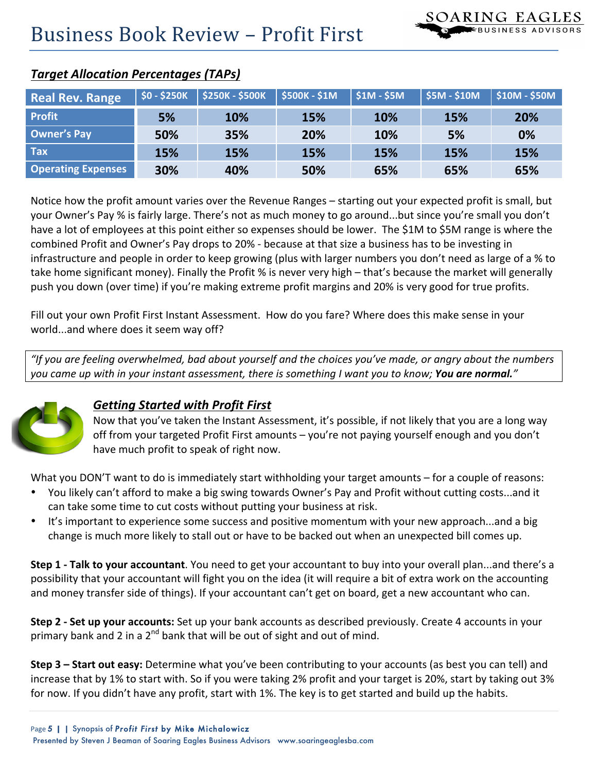# Business Book Review – Profit First

## *Target Allocation Percentages (TAPs)*

| Real Rev. Range | $0 - $250K | $250K - $500K | $500K - $1M | $1M - $5M | $5M - $10M | $10M - $50M |
|---|---|---|---|---|---|---|
| Profit | 5% | 10% | 15% | 10% | 15% | 20% |
| Owner's Pay | 50% | 35% | 20% | 10% | 5% | 0% |
| Tax | 15% | 15% | 15% | 15% | 15% | 15% |
| Operating Expenses | 30% | 40% | 50% | 65% | 65% | 65% |

Notice how the profit amount varies over the Revenue Ranges – starting out your expected profit is small, but your Owner's Pay % is fairly large. There's not as much money to go around...but since you're small you don't have a lot of employees at this point either so expenses should be lower. The $1M to $5M range is where the combined Profit and Owner's Pay drops to 20% - because at that size a business has to be investing in infrastructure and people in order to keep growing (plus with larger numbers you don't need as large of a % to take home significant money). Finally the Profit % is never very high – that's because the market will generally push you down (over time) if you're making extreme profit margins and 20% is very good for true profits.

Fill out your own Profit First Instant Assessment. How do you fare? Where does this make sense in your world...and where does it seem way off?

> *"If you are feeling overwhelmed, bad about yourself and the choices you've made, or angry about the numbers you came up with in your instant assessment, there is something I want you to know;* ***You are normal.****"*

### *Getting Started with Profit First*

Now that you've taken the Instant Assessment, it's possible, if not likely that you are a long way off from your targeted Profit First amounts – you're not paying yourself enough and you don't have much profit to speak of right now.

What you DON'T want to do is immediately start withholding your target amounts – for a couple of reasons:

- You likely can't afford to make a big swing towards Owner's Pay and Profit without cutting costs...and it can take some time to cut costs without putting your business at risk.
- It's important to experience some success and positive momentum with your new approach...and a big change is much more likely to stall out or have to be backed out when an unexpected bill comes up.

**Step 1 - Talk to your accountant**. You need to get your accountant to buy into your overall plan...and there's a possibility that your accountant will fight you on the idea (it will require a bit of extra work on the accounting and money transfer side of things). If your accountant can't get on board, get a new accountant who can.

**Step 2 - Set up your accounts:** Set up your bank accounts as described previously. Create 4 accounts in your primary bank and 2 in a 2nd bank that will be out of sight and out of mind.

**Step 3 – Start out easy:** Determine what you've been contributing to your accounts (as best you can tell) and increase that by 1% to start with. So if you were taking 2% profit and your target is 20%, start by taking out 3% for now. If you didn't have any profit, start with 1%. The key is to get started and build up the habits.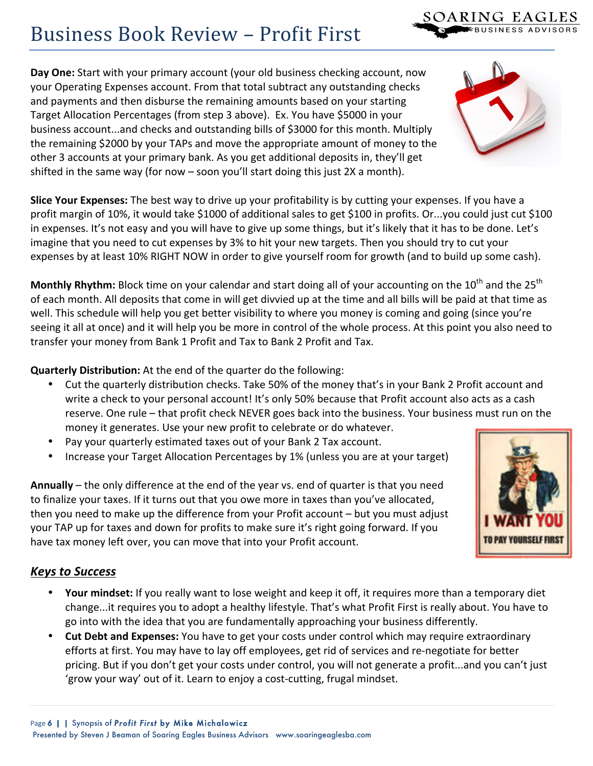**Day One:** Start with your primary account (your old business checking account, now your Operating Expenses account. From that total subtract any outstanding checks and payments and then disburse the remaining amounts based on your starting Target Allocation Percentages (from step 3 above). Ex. You have $5000 in your business account...and checks and outstanding bills of $3000 for this month. Multiply the remaining $2000 by your TAPs and move the appropriate amount of money to the other 3 accounts at your primary bank. As you get additional deposits in, they'll get shifted in the same way (for now – soon you'll start doing this just 2X a month).

**Slice Your Expenses:** The best way to drive up your profitability is by cutting your expenses. If you have a profit margin of 10%, it would take $1000 of additional sales to get $100 in profits. Or...you could just cut $100 in expenses. It's not easy and you will have to give up some things, but it's likely that it has to be done. Let's imagine that you need to cut expenses by 3% to hit your new targets. Then you should try to cut your expenses by at least 10% RIGHT NOW in order to give yourself room for growth (and to build up some cash).

**Monthly Rhythm:** Block time on your calendar and start doing all of your accounting on the 10th and the 25th of each month. All deposits that come in will get divvied up at the time and all bills will be paid at that time as well. This schedule will help you get better visibility to where you money is coming and going (since you're seeing it all at once) and it will help you be more in control of the whole process. At this point you also need to transfer your money from Bank 1 Profit and Tax to Bank 2 Profit and Tax.

**Quarterly Distribution:** At the end of the quarter do the following:

- Cut the quarterly distribution checks. Take 50% of the money that's in your Bank 2 Profit account and write a check to your personal account! It's only 50% because that Profit account also acts as a cash reserve. One rule – that profit check NEVER goes back into the business. Your business must run on the money it generates. Use your new profit to celebrate or do whatever.
- Pay your quarterly estimated taxes out of your Bank 2 Tax account.
- Increase your Target Allocation Percentages by 1% (unless you are at your target)

**Annually** – the only difference at the end of the year vs. end of quarter is that you need to finalize your taxes. If it turns out that you owe more in taxes than you've allocated, then you need to make up the difference from your Profit account – but you must adjust your TAP up for taxes and down for profits to make sure it's right going forward. If you have tax money left over, you can move that into your Profit account.

## ***Keys to Success***

- **Your mindset:** If you really want to lose weight and keep it off, it requires more than a temporary diet change...it requires you to adopt a healthy lifestyle. That's what Profit First is really about. You have to go into with the idea that you are fundamentally approaching your business differently.
- **Cut Debt and Expenses:** You have to get your costs under control which may require extraordinary efforts at first. You may have to lay off employees, get rid of services and re-negotiate for better pricing. But if you don't get your costs under control, you will not generate a profit...and you can't just 'grow your way' out of it. Learn to enjoy a cost-cutting, frugal mindset.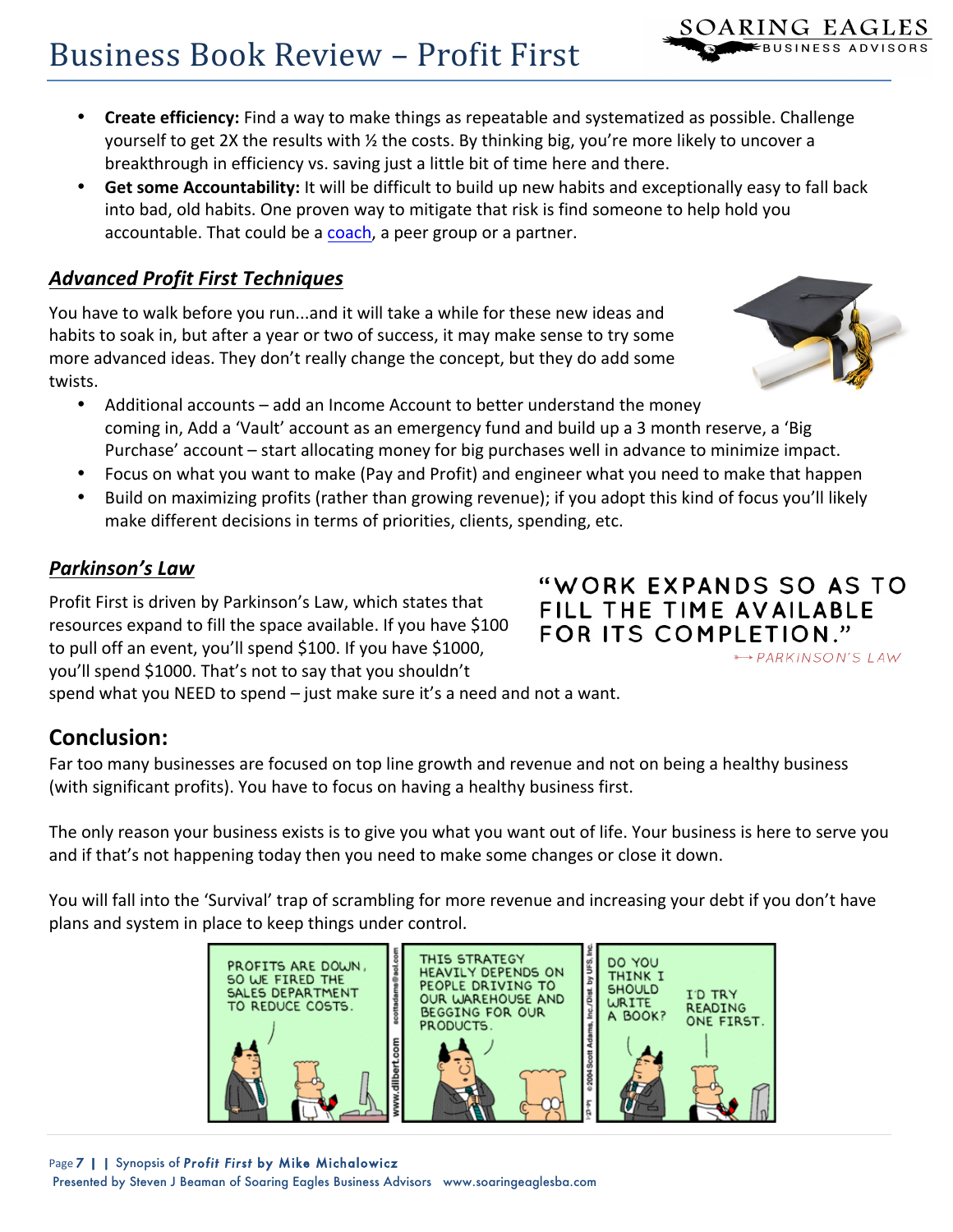- **Create efficiency:** Find a way to make things as repeatable and systematized as possible. Challenge yourself to get 2X the results with ½ the costs. By thinking big, you're more likely to uncover a breakthrough in efficiency vs. saving just a little bit of time here and there.
- **Get some Accountability:** It will be difficult to build up new habits and exceptionally easy to fall back into bad, old habits. One proven way to mitigate that risk is find someone to help hold you accountable. That could be a coach, a peer group or a partner.

### ***Advanced Profit First Techniques***

You have to walk before you run...and it will take a while for these new ideas and habits to soak in, but after a year or two of success, it may make sense to try some more advanced ideas. They don't really change the concept, but they do add some twists.

- Additional accounts – add an Income Account to better understand the money coming in, Add a 'Vault' account as an emergency fund and build up a 3 month reserve, a 'Big Purchase' account – start allocating money for big purchases well in advance to minimize impact.
- Focus on what you want to make (Pay and Profit) and engineer what you need to make that happen
- Build on maximizing profits (rather than growing revenue); if you adopt this kind of focus you'll likely make different decisions in terms of priorities, clients, spending, etc.

### ***Parkinson's Law***

Profit First is driven by Parkinson's Law, which states that resources expand to fill the space available. If you have $100 to pull off an event, you'll spend $100. If you have $1000, you'll spend $1000. That's not to say that you shouldn't spend what you NEED to spend – just make sure it's a need and not a want.

"WORK EXPANDS SO AS TO FILL THE TIME AVAILABLE FOR ITS COMPLETION."

→ PARKINSON'S LAW

## Conclusion:

Far too many businesses are focused on top line growth and revenue and not on being a healthy business (with significant profits). You have to focus on having a healthy business first.

The only reason your business exists is to give you what you want out of life. Your business is here to serve you and if that's not happening today then you need to make some changes or close it down.

You will fall into the 'Survival' trap of scrambling for more revenue and increasing your debt if you don't have plans and system in place to keep things under control.